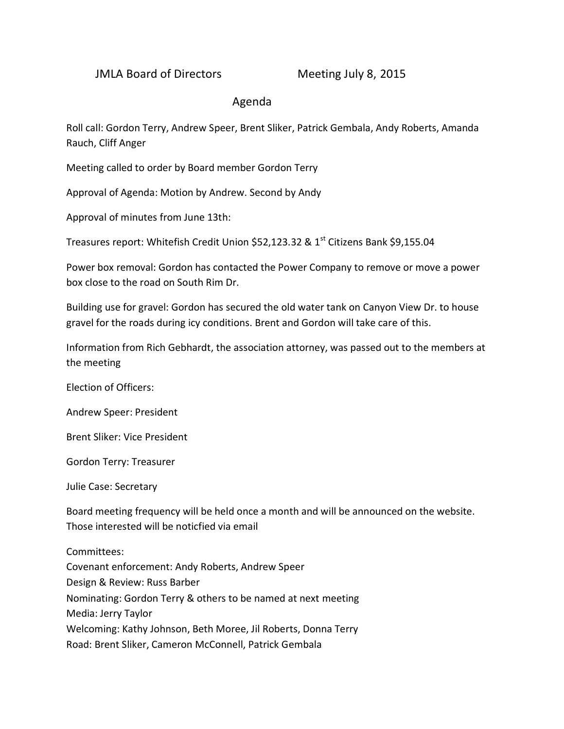JMLA Board of Directors Meeting July 8, 2015

## Agenda

Roll call: Gordon Terry, Andrew Speer, Brent Sliker, Patrick Gembala, Andy Roberts, Amanda Rauch, Cliff Anger

Meeting called to order by Board member Gordon Terry

Approval of Agenda: Motion by Andrew. Second by Andy

Approval of minutes from June 13th:

Treasures report: Whitefish Credit Union $52,123.32 & 1st Citizens Bank $9,155.04

Power box removal: Gordon has contacted the Power Company to remove or move a power box close to the road on South Rim Dr.

Building use for gravel: Gordon has secured the old water tank on Canyon View Dr. to house gravel for the roads during icy conditions. Brent and Gordon will take care of this.

Information from Rich Gebhardt, the association attorney, was passed out to the members at the meeting

Election of Officers:

Andrew Speer: President

Brent Sliker: Vice President

Gordon Terry: Treasurer

Julie Case: Secretary

Board meeting frequency will be held once a month and will be announced on the website. Those interested will be noticfied via email

Committees:
Covenant enforcement: Andy Roberts, Andrew Speer
Design & Review: Russ Barber
Nominating: Gordon Terry & others to be named at next meeting
Media: Jerry Taylor
Welcoming: Kathy Johnson, Beth Moree, Jil Roberts, Donna Terry
Road: Brent Sliker, Cameron McConnell, Patrick Gembala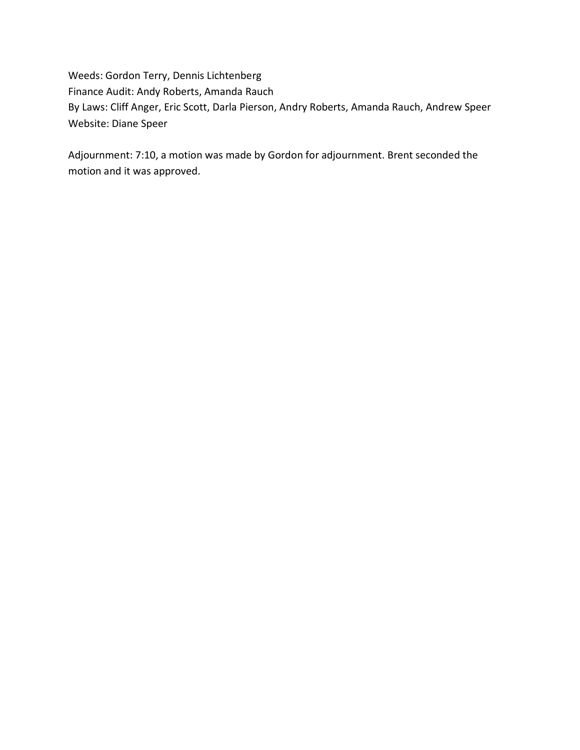Weeds: Gordon Terry, Dennis Lichtenberg
Finance Audit: Andy Roberts, Amanda Rauch
By Laws: Cliff Anger, Eric Scott, Darla Pierson, Andry Roberts, Amanda Rauch, Andrew Speer
Website: Diane Speer

Adjournment: 7:10, a motion was made by Gordon for adjournment. Brent seconded the motion and it was approved.